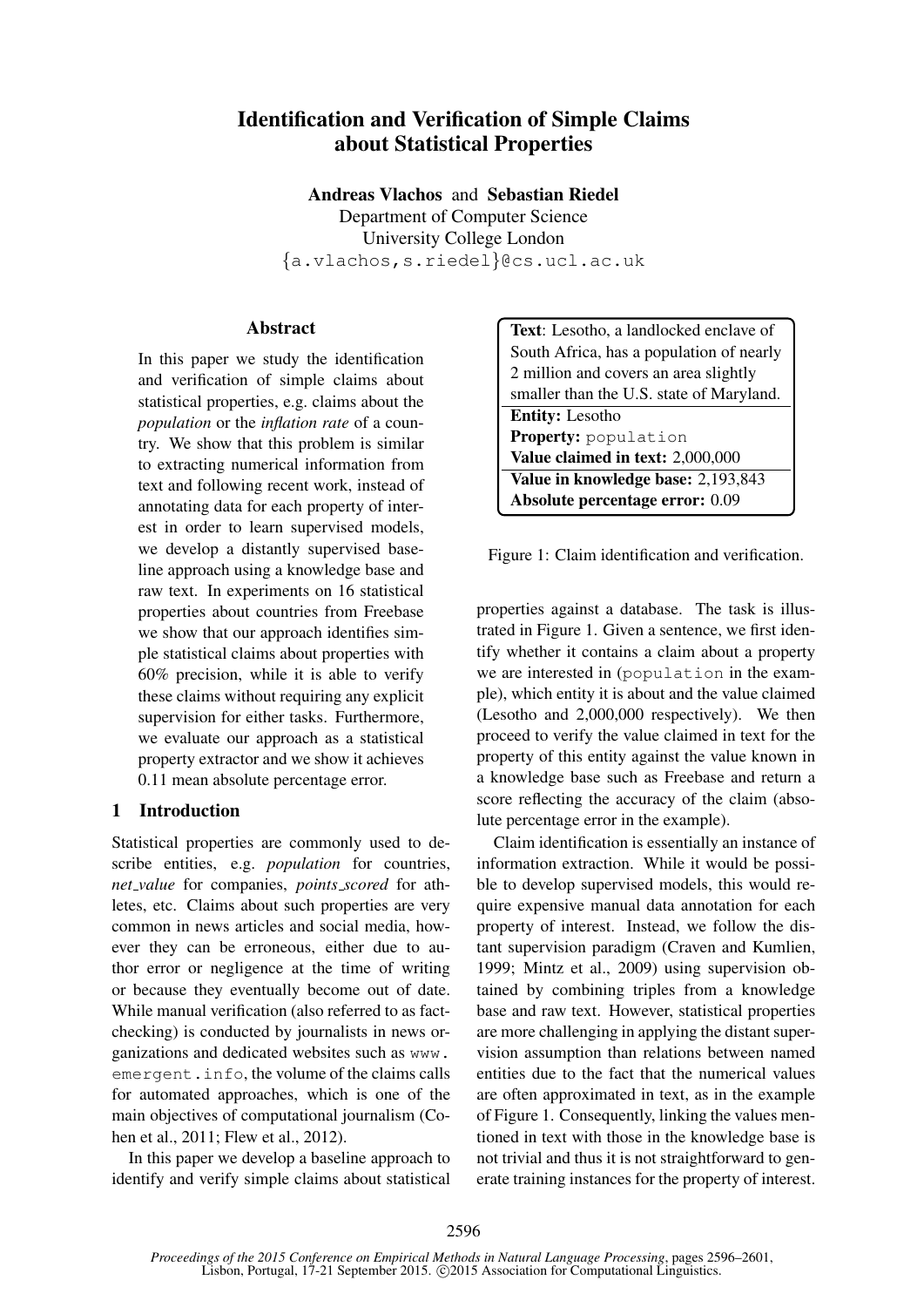# Identification and Verification of Simple Claims about Statistical Properties

**Andreas Vlachos** and **Sebastian Riedel**
Department of Computer Science
University College London
{a.vlachos,s.riedel}@cs.ucl.ac.uk

## Abstract

In this paper we study the identification and verification of simple claims about statistical properties, e.g. claims about the *population* or the *inflation rate* of a country. We show that this problem is similar to extracting numerical information from text and following recent work, instead of annotating data for each property of interest in order to learn supervised models, we develop a distantly supervised baseline approach using a knowledge base and raw text. In experiments on 16 statistical properties about countries from Freebase we show that our approach identifies simple statistical claims about properties with 60% precision, while it is able to verify these claims without requiring any explicit supervision for either tasks. Furthermore, we evaluate our approach as a statistical property extractor and we show it achieves 0.11 mean absolute percentage error.

## 1 Introduction

Statistical properties are commonly used to describe entities, e.g. *population* for countries, *net_value* for companies, *points_scored* for athletes, etc. Claims about such properties are very common in news articles and social media, however they can be erroneous, either due to author error or negligence at the time of writing or because they eventually become out of date. While manual verification (also referred to as fact-checking) is conducted by journalists in news organizations and dedicated websites such as www.emergent.info, the volume of the claims calls for automated approaches, which is one of the main objectives of computational journalism (Cohen et al., 2011; Flew et al., 2012).

In this paper we develop a baseline approach to identify and verify simple claims about statistical properties against a database. The task is illustrated in Figure 1. Given a sentence, we first identify whether it contains a claim about a property we are interested in (`population` in the example), which entity it is about and the value claimed (Lesotho and 2,000,000 respectively). We then proceed to verify the value claimed in text for the property of this entity against the value known in a knowledge base such as Freebase and return a score reflecting the accuracy of the claim (absolute percentage error in the example).

**Text**: Lesotho, a landlocked enclave of South Africa, has a population of nearly 2 million and covers an area slightly smaller than the U.S. state of Maryland.
**Entity:** Lesotho
**Property:** `population`
**Value claimed in text:** 2,000,000
**Value in knowledge base:** 2,193,843
**Absolute percentage error:** 0.09

Figure 1: Claim identification and verification.

Claim identification is essentially an instance of information extraction. While it would be possible to develop supervised models, this would require expensive manual data annotation for each property of interest. Instead, we follow the distant supervision paradigm (Craven and Kumlien, 1999; Mintz et al., 2009) using supervision obtained by combining triples from a knowledge base and raw text. However, statistical properties are more challenging in applying the distant supervision assumption than relations between named entities due to the fact that the numerical values are often approximated in text, as in the example of Figure 1. Consequently, linking the values mentioned in text with those in the knowledge base is not trivial and thus it is not straightforward to generate training instances for the property of interest.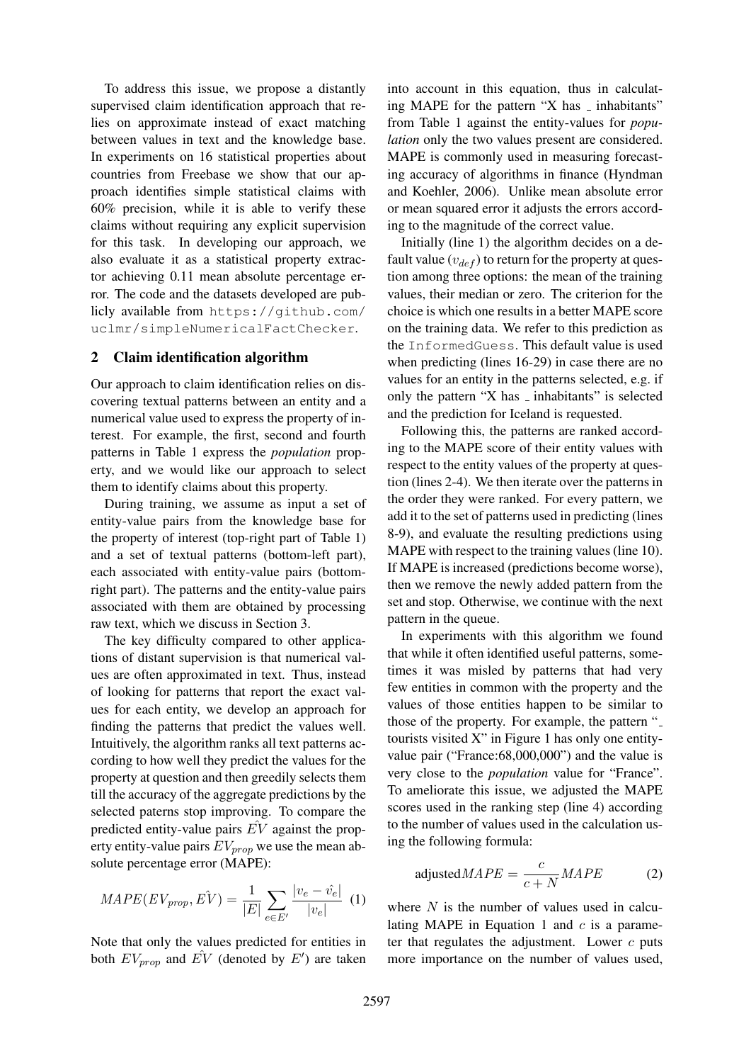To address this issue, we propose a distantly supervised claim identification approach that relies on approximate instead of exact matching between values in text and the knowledge base. In experiments on 16 statistical properties about countries from Freebase we show that our approach identifies simple statistical claims with 60% precision, while it is able to verify these claims without requiring any explicit supervision for this task. In developing our approach, we also evaluate it as a statistical property extractor achieving 0.11 mean absolute percentage error. The code and the datasets developed are publicly available from `https://github.com/uclmr/simpleNumericalFactChecker`.

## 2 Claim identification algorithm

Our approach to claim identification relies on discovering textual patterns between an entity and a numerical value used to express the property of interest. For example, the first, second and fourth patterns in Table 1 express the *population* property, and we would like our approach to select them to identify claims about this property.

During training, we assume as input a set of entity-value pairs from the knowledge base for the property of interest (top-right part of Table 1) and a set of textual patterns (bottom-left part), each associated with entity-value pairs (bottom-right part). The patterns and the entity-value pairs associated with them are obtained by processing raw text, which we discuss in Section 3.

The key difficulty compared to other applications of distant supervision is that numerical values are often approximated in text. Thus, instead of looking for patterns that report the exact values for each entity, we develop an approach for finding the patterns that predict the values well. Intuitively, the algorithm ranks all text patterns according to how well they predict the values for the property at question and then greedily selects them till the accuracy of the aggregate predictions by the selected paterns stop improving. To compare the predicted entity-value pairs $\hat{EV}$ against the property entity-value pairs $EV_{prop}$ we use the mean absolute percentage error (MAPE):

$$MAPE(EV_{prop}, \hat{EV}) = \frac{1}{|E|} \sum_{e \in E'} \frac{|v_e - \hat{v_e}|}{|v_e|} \quad (1)$$

Note that only the values predicted for entities in both $EV_{prop}$ and $\hat{EV}$ (denoted by $E'$) are taken into account in this equation, thus in calculating MAPE for the pattern "X has _ inhabitants" from Table 1 against the entity-values for *population* only the two values present are considered. MAPE is commonly used in measuring forecasting accuracy of algorithms in finance (Hyndman and Koehler, 2006). Unlike mean absolute error or mean squared error it adjusts the errors according to the magnitude of the correct value.

Initially (line 1) the algorithm decides on a default value ($v_{def}$) to return for the property at question among three options: the mean of the training values, their median or zero. The criterion for the choice is which one results in a better MAPE score on the training data. We refer to this prediction as the `InformedGuess`. This default value is used when predicting (lines 16-29) in case there are no values for an entity in the patterns selected, e.g. if only the pattern "X has _ inhabitants" is selected and the prediction for Iceland is requested.

Following this, the patterns are ranked according to the MAPE score of their entity values with respect to the entity values of the property at question (lines 2-4). We then iterate over the patterns in the order they were ranked. For every pattern, we add it to the set of patterns used in predicting (lines 8-9), and evaluate the resulting predictions using MAPE with respect to the training values (line 10). If MAPE is increased (predictions become worse), then we remove the newly added pattern from the set and stop. Otherwise, we continue with the next pattern in the queue.

In experiments with this algorithm we found that while it often identified useful patterns, sometimes it was misled by patterns that had very few entities in common with the property and the values of those entities happen to be similar to those of the property. For example, the pattern "_ tourists visited X" in Figure 1 has only one entity-value pair ("France:68,000,000") and the value is very close to the *population* value for "France". To ameliorate this issue, we adjusted the MAPE scores used in the ranking step (line 4) according to the number of values used in the calculation using the following formula:

$$\text{adjusted}MAPE = \frac{c}{c + N} MAPE \quad (2)$$

where $N$ is the number of values used in calculating MAPE in Equation 1 and $c$ is a parameter that regulates the adjustment. Lower $c$ puts more importance on the number of values used,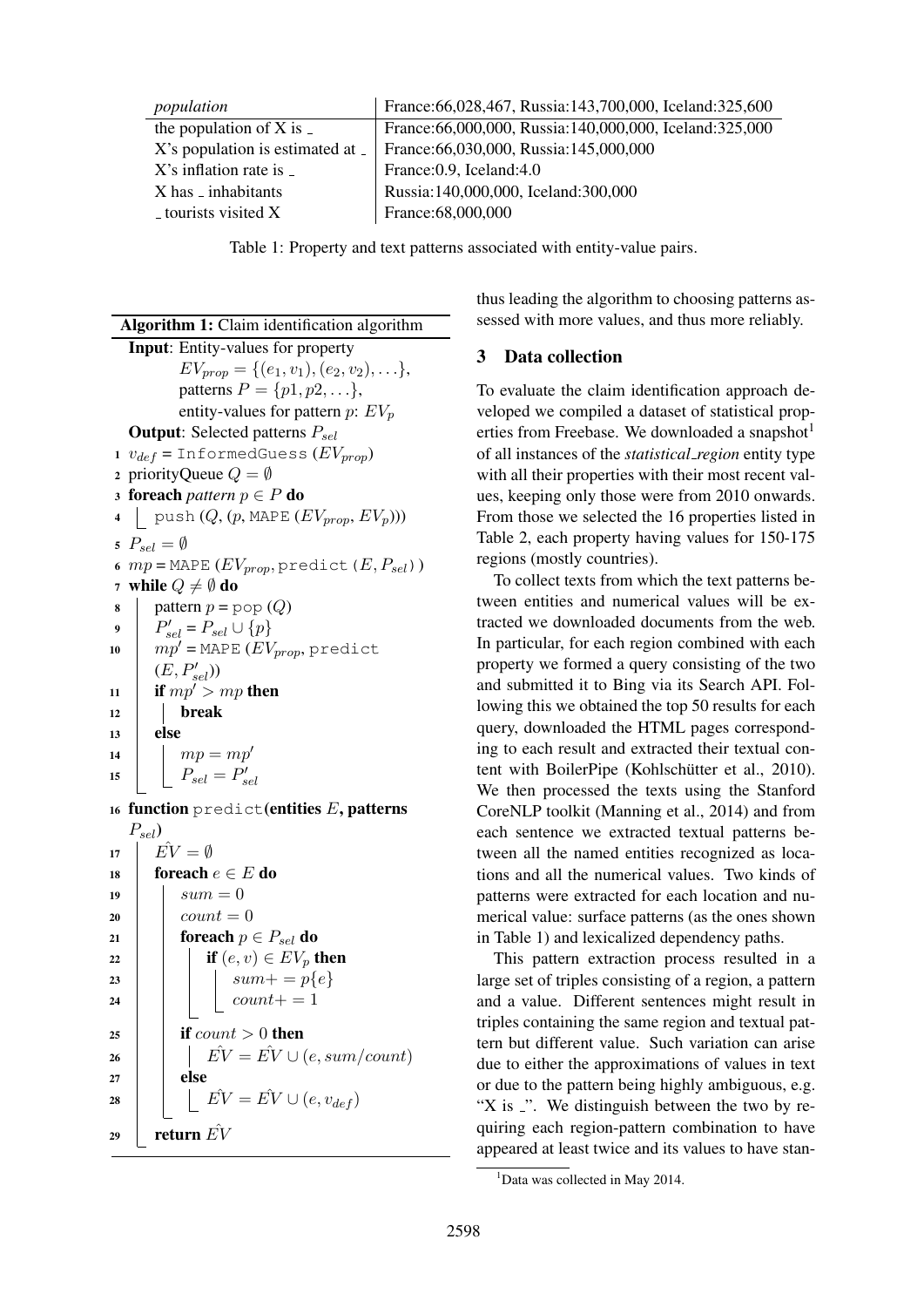| *population* | France:66,028,467, Russia:143,700,000, Iceland:325,600 |
|---|---|
| the population of X is _ | France:66,000,000, Russia:140,000,000, Iceland:325,000 |
| X's population is estimated at _ | France:66,030,000, Russia:145,000,000 |
| X's inflation rate is _ | France:0.9, Iceland:4.0 |
| X has _ inhabitants | Russia:140,000,000, Iceland:300,000 |
| _ tourists visited X | France:68,000,000 |

Table 1: Property and text patterns associated with entity-value pairs.

**Algorithm 1:** Claim identification algorithm

**Input**: Entity-values for property $EV_{prop} = \{(e_1, v_1), (e_2, v_2), \ldots\}$, patterns $P = \{p1, p2, \ldots\}$, entity-values for pattern $p$: $EV_p$

**Output**: Selected patterns $P_{sel}$

```
1  v_def = InformedGuess (EV_prop)
2  priorityQueue Q = ∅
3  foreach pattern p ∈ P do
4      push (Q, (p, MAPE (EV_prop, EV_p)))
5  P_sel = ∅
6  mp = MAPE (EV_prop, predict (E, P_sel))
7  while Q ≠ ∅ do
8      pattern p = pop (Q)
9      P'_sel = P_sel ∪ {p}
10     mp' = MAPE (EV_prop, predict (E, P'_sel))
11     if mp' > mp then
12         break
13     else
14         mp = mp'
15         P_sel = P'_sel
16 function predict(entities E, patterns P_sel)
17     ÊV = ∅
18     foreach e ∈ E do
19         sum = 0
20         count = 0
21         foreach p ∈ P_sel do
22             if (e, v) ∈ EV_p then
23                 sum += p{e}
24                 count += 1
25         if count > 0 then
26             ÊV = ÊV ∪ (e, sum/count)
27         else
28             ÊV = ÊV ∪ (e, v_def)
29     return ÊV
```

thus leading the algorithm to choosing patterns assessed with more values, and thus more reliably.

## 3 Data collection

To evaluate the claim identification approach developed we compiled a dataset of statistical properties from Freebase. We downloaded a snapshot[1] of all instances of the *statistical_region* entity type with all their properties with their most recent values, keeping only those were from 2010 onwards. From those we selected the 16 properties listed in Table 2, each property having values for 150-175 regions (mostly countries).

To collect texts from which the text patterns between entities and numerical values will be extracted we downloaded documents from the web. In particular, for each region combined with each property we formed a query consisting of the two and submitted it to Bing via its Search API. Following this we obtained the top 50 results for each query, downloaded the HTML pages corresponding to each result and extracted their textual content with BoilerPipe (Kohlschütter et al., 2010). We then processed the texts using the Stanford CoreNLP toolkit (Manning et al., 2014) and from each sentence we extracted textual patterns between all the named entities recognized as locations and all the numerical values. Two kinds of patterns were extracted for each location and numerical value: surface patterns (as the ones shown in Table 1) and lexicalized dependency paths.

This pattern extraction process resulted in a large set of triples consisting of a region, a pattern and a value. Different sentences might result in triples containing the same region and textual pattern but different value. Such variation can arise due to either the approximations of values in text or due to the pattern being highly ambiguous, e.g. "X is _". We distinguish between the two by requiring each region-pattern combination to have appeared at least twice and its values to have stan-

[1] Data was collected in May 2014.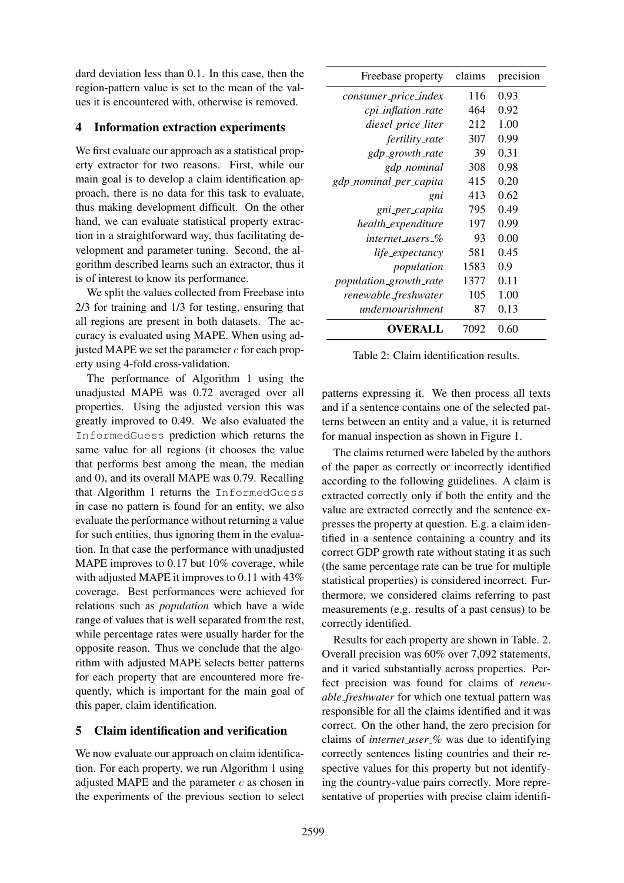dard deviation less than 0.1. In this case, then the region-pattern value is set to the mean of the values it is encountered with, otherwise is removed.

## 4 Information extraction experiments

We first evaluate our approach as a statistical property extractor for two reasons. First, while our main goal is to develop a claim identification approach, there is no data for this task to evaluate, thus making development difficult. On the other hand, we can evaluate statistical property extraction in a straightforward way, thus facilitating development and parameter tuning. Second, the algorithm described learns such an extractor, thus it is of interest to know its performance.

We split the values collected from Freebase into 2/3 for training and 1/3 for testing, ensuring that all regions are present in both datasets. The accuracy is evaluated using MAPE. When using adjusted MAPE we set the parameter $c$ for each property using 4-fold cross-validation.

The performance of Algorithm 1 using the unadjusted MAPE was 0.72 averaged over all properties. Using the adjusted version this was greatly improved to 0.49. We also evaluated the `InformedGuess` prediction which returns the same value for all regions (it chooses the value that performs best among the mean, the median and 0), and its overall MAPE was 0.79. Recalling that Algorithm 1 returns the `InformedGuess` in case no pattern is found for an entity, we also evaluate the performance without returning a value for such entities, thus ignoring them in the evaluation. In that case the performance with unadjusted MAPE improves to 0.17 but 10% coverage, while with adjusted MAPE it improves to 0.11 with 43% coverage. Best performances were achieved for relations such as *population* which have a wide range of values that is well separated from the rest, while percentage rates were usually harder for the opposite reason. Thus we conclude that the algorithm with adjusted MAPE selects better patterns for each property that are encountered more frequently, which is important for the main goal of this paper, claim identification.

## 5 Claim identification and verification

We now evaluate our approach on claim identification. For each property, we run Algorithm 1 using adjusted MAPE and the parameter $c$ as chosen in the experiments of the previous section to select patterns expressing it. We then process all texts and if a sentence contains one of the selected patterns between an entity and a value, it is returned for manual inspection as shown in Figure 1.

| Freebase property | claims | precision |
|---|---|---|
| *consumer_price_index* | 116 | 0.93 |
| *cpi_inflation_rate* | 464 | 0.92 |
| *diesel_price_liter* | 212 | 1.00 |
| *fertility_rate* | 307 | 0.99 |
| *gdp_growth_rate* | 39 | 0.31 |
| *gdp_nominal* | 308 | 0.98 |
| *gdp_nominal_per_capita* | 415 | 0.20 |
| *gni* | 413 | 0.62 |
| *gni_per_capita* | 795 | 0.49 |
| *health_expenditure* | 197 | 0.99 |
| *internet_users_%* | 93 | 0.00 |
| *life_expectancy* | 581 | 0.45 |
| *population* | 1583 | 0.9 |
| *population_growth_rate* | 1377 | 0.11 |
| *renewable_freshwater* | 105 | 1.00 |
| *undernourishment* | 87 | 0.13 |
| **OVERALL** | 7092 | 0.60 |

Table 2: Claim identification results.

The claims returned were labeled by the authors of the paper as correctly or incorrectly identified according to the following guidelines. A claim is extracted correctly only if both the entity and the value are extracted correctly and the sentence expresses the property at question. E.g. a claim identified in a sentence containing a country and its correct GDP growth rate without stating it as such (the same percentage rate can be true for multiple statistical properties) is considered incorrect. Furthermore, we considered claims referring to past measurements (e.g. results of a past census) to be correctly identified.

Results for each property are shown in Table. 2. Overall precision was 60% over 7,092 statements, and it varied substantially across properties. Perfect precision was found for claims of *renewable_freshwater* for which one textual pattern was responsible for all the claims identified and it was correct. On the other hand, the zero precision for claims of *internet_user_%* was due to identifying correctly sentences listing countries and their respective values for this property but not identifying the country-value pairs correctly. More representative of properties with precise claim identifi-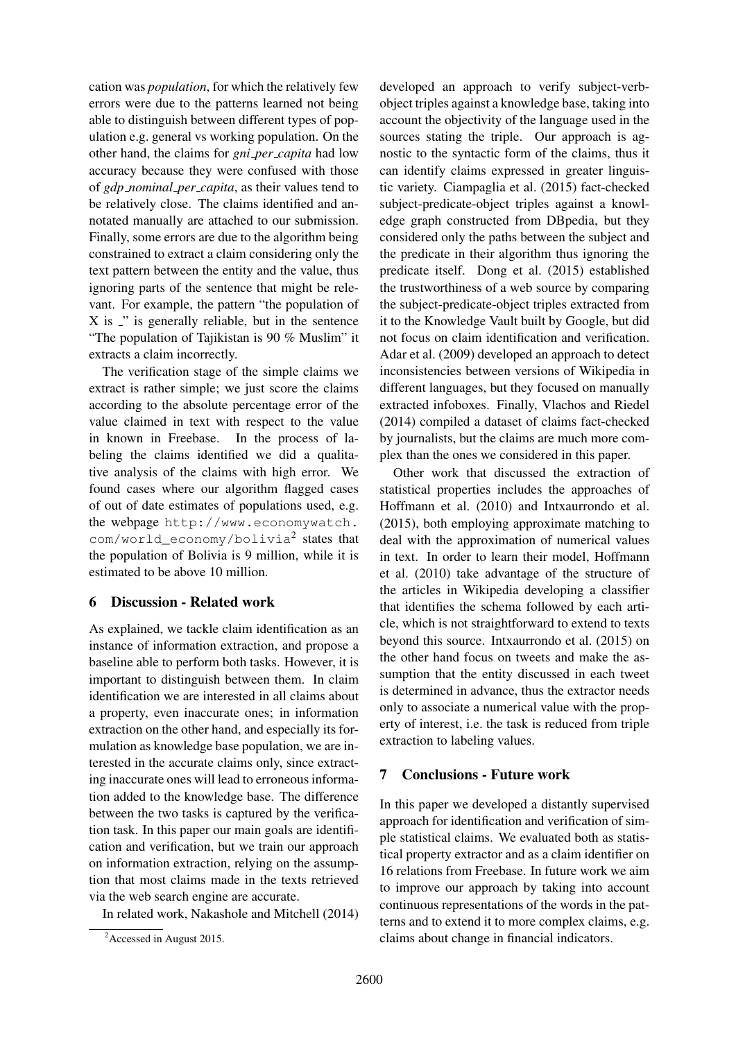cation was *population*, for which the relatively few errors were due to the patterns learned not being able to distinguish between different types of population e.g. general vs working population. On the other hand, the claims for *gni_per_capita* had low accuracy because they were confused with those of *gdp_nominal_per_capita*, as their values tend to be relatively close. The claims identified and annotated manually are attached to our submission. Finally, some errors are due to the algorithm being constrained to extract a claim considering only the text pattern between the entity and the value, thus ignoring parts of the sentence that might be relevant. For example, the pattern "the population of X is _" is generally reliable, but in the sentence "The population of Tajikistan is 90 % Muslim" it extracts a claim incorrectly.

The verification stage of the simple claims we extract is rather simple; we just score the claims according to the absolute percentage error of the value claimed in text with respect to the value in known in Freebase. In the process of labeling the claims identified we did a qualitative analysis of the claims with high error. We found cases where our algorithm flagged cases of out of date estimates of populations used, e.g. the webpage `http://www.economywatch.com/world_economy/bolivia`[2] states that the population of Bolivia is 9 million, while it is estimated to be above 10 million.

## 6 Discussion - Related work

As explained, we tackle claim identification as an instance of information extraction, and propose a baseline able to perform both tasks. However, it is important to distinguish between them. In claim identification we are interested in all claims about a property, even inaccurate ones; in information extraction on the other hand, and especially its formulation as knowledge base population, we are interested in the accurate claims only, since extracting inaccurate ones will lead to erroneous information added to the knowledge base. The difference between the two tasks is captured by the verification task. In this paper our main goals are identification and verification, but we train our approach on information extraction, relying on the assumption that most claims made in the texts retrieved via the web search engine are accurate.

In related work, Nakashole and Mitchell (2014) developed an approach to verify subject-verb-object triples against a knowledge base, taking into account the objectivity of the language used in the sources stating the triple. Our approach is agnostic to the syntactic form of the claims, thus it can identify claims expressed in greater linguistic variety. Ciampaglia et al. (2015) fact-checked subject-predicate-object triples against a knowledge graph constructed from DBpedia, but they considered only the paths between the subject and the predicate in their algorithm thus ignoring the predicate itself. Dong et al. (2015) established the trustworthiness of a web source by comparing the subject-predicate-object triples extracted from it to the Knowledge Vault built by Google, but did not focus on claim identification and verification. Adar et al. (2009) developed an approach to detect inconsistencies between versions of Wikipedia in different languages, but they focused on manually extracted infoboxes. Finally, Vlachos and Riedel (2014) compiled a dataset of claims fact-checked by journalists, but the claims are much more complex than the ones we considered in this paper.

Other work that discussed the extraction of statistical properties includes the approaches of Hoffmann et al. (2010) and Intxaurrondo et al. (2015), both employing approximate matching to deal with the approximation of numerical values in text. In order to learn their model, Hoffmann et al. (2010) take advantage of the structure of the articles in Wikipedia developing a classifier that identifies the schema followed by each article, which is not straightforward to extend to texts beyond this source. Intxaurrondo et al. (2015) on the other hand focus on tweets and make the assumption that the entity discussed in each tweet is determined in advance, thus the extractor needs only to associate a numerical value with the property of interest, i.e. the task is reduced from triple extraction to labeling values.

## 7 Conclusions - Future work

In this paper we developed a distantly supervised approach for identification and verification of simple statistical claims. We evaluated both as statistical property extractor and as a claim identifier on 16 relations from Freebase. In future work we aim to improve our approach by taking into account continuous representations of the words in the patterns and to extend it to more complex claims, e.g. claims about change in financial indicators.

[2] Accessed in August 2015.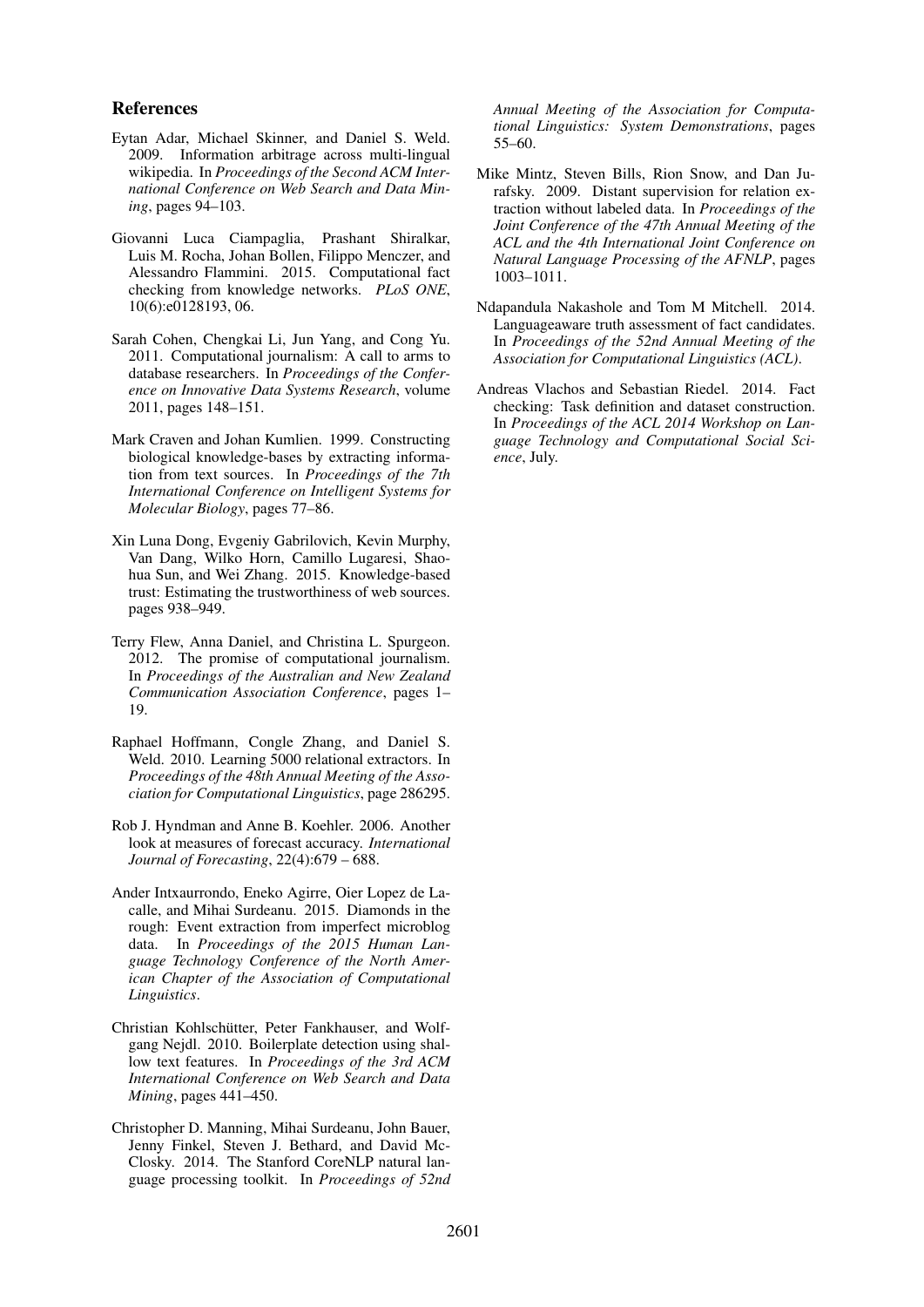## References

Eytan Adar, Michael Skinner, and Daniel S. Weld. 2009. Information arbitrage across multi-lingual wikipedia. In *Proceedings of the Second ACM International Conference on Web Search and Data Mining*, pages 94–103.

Giovanni Luca Ciampaglia, Prashant Shiralkar, Luis M. Rocha, Johan Bollen, Filippo Menczer, and Alessandro Flammini. 2015. Computational fact checking from knowledge networks. *PLoS ONE*, 10(6):e0128193, 06.

Sarah Cohen, Chengkai Li, Jun Yang, and Cong Yu. 2011. Computational journalism: A call to arms to database researchers. In *Proceedings of the Conference on Innovative Data Systems Research*, volume 2011, pages 148–151.

Mark Craven and Johan Kumlien. 1999. Constructing biological knowledge-bases by extracting information from text sources. In *Proceedings of the 7th International Conference on Intelligent Systems for Molecular Biology*, pages 77–86.

Xin Luna Dong, Evgeniy Gabrilovich, Kevin Murphy, Van Dang, Wilko Horn, Camillo Lugaresi, Shaohua Sun, and Wei Zhang. 2015. Knowledge-based trust: Estimating the trustworthiness of web sources. pages 938–949.

Terry Flew, Anna Daniel, and Christina L. Spurgeon. 2012. The promise of computational journalism. In *Proceedings of the Australian and New Zealand Communication Association Conference*, pages 1–19.

Raphael Hoffmann, Congle Zhang, and Daniel S. Weld. 2010. Learning 5000 relational extractors. In *Proceedings of the 48th Annual Meeting of the Association for Computational Linguistics*, page 286295.

Rob J. Hyndman and Anne B. Koehler. 2006. Another look at measures of forecast accuracy. *International Journal of Forecasting*, 22(4):679 – 688.

Ander Intxaurrondo, Eneko Agirre, Oier Lopez de Lacalle, and Mihai Surdeanu. 2015. Diamonds in the rough: Event extraction from imperfect microblog data. In *Proceedings of the 2015 Human Language Technology Conference of the North American Chapter of the Association of Computational Linguistics*.

Christian Kohlschütter, Peter Fankhauser, and Wolfgang Nejdl. 2010. Boilerplate detection using shallow text features. In *Proceedings of the 3rd ACM International Conference on Web Search and Data Mining*, pages 441–450.

Christopher D. Manning, Mihai Surdeanu, John Bauer, Jenny Finkel, Steven J. Bethard, and David McClosky. 2014. The Stanford CoreNLP natural language processing toolkit. In *Proceedings of 52nd Annual Meeting of the Association for Computational Linguistics: System Demonstrations*, pages 55–60.

Mike Mintz, Steven Bills, Rion Snow, and Dan Jurafsky. 2009. Distant supervision for relation extraction without labeled data. In *Proceedings of the Joint Conference of the 47th Annual Meeting of the ACL and the 4th International Joint Conference on Natural Language Processing of the AFNLP*, pages 1003–1011.

Ndapandula Nakashole and Tom M Mitchell. 2014. Languageaware truth assessment of fact candidates. In *Proceedings of the 52nd Annual Meeting of the Association for Computational Linguistics (ACL)*.

Andreas Vlachos and Sebastian Riedel. 2014. Fact checking: Task definition and dataset construction. In *Proceedings of the ACL 2014 Workshop on Language Technology and Computational Social Science*, July.